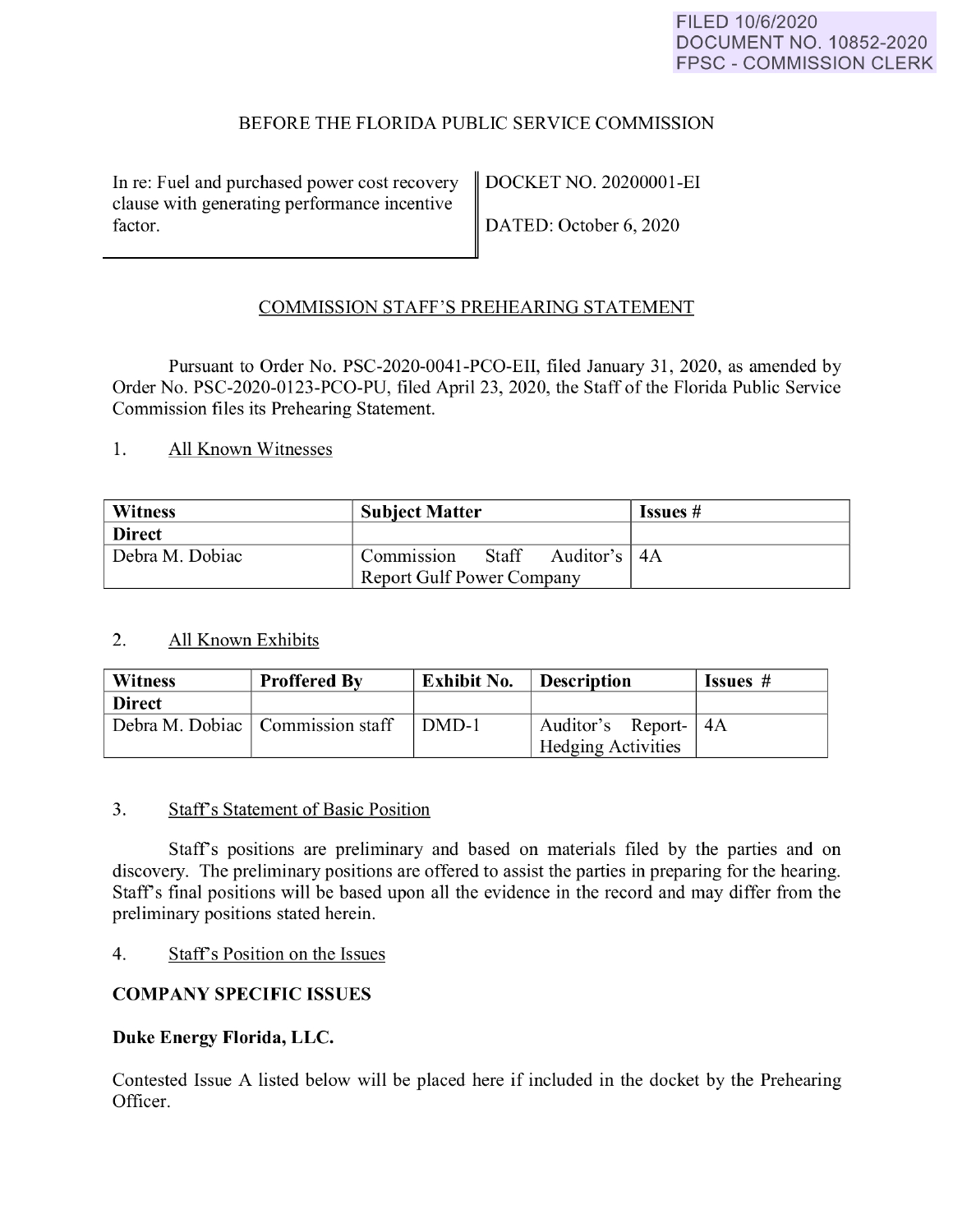FILED 10/6/2020
DOCUMENT NO. 10852-2020
FPSC - COMMISSION CLERK

BEFORE THE FLORIDA PUBLIC SERVICE COMMISSION

| In re: Fuel and purchased power cost recovery clause with generating performance incentive factor. | DOCKET NO. 20200001-EI<br><br>DATED: October 6, 2020 |
|---|---|

## COMMISSION STAFF'S PREHEARING STATEMENT

Pursuant to Order No. PSC-2020-0041-PCO-EII, filed January 31, 2020, as amended by Order No. PSC-2020-0123-PCO-PU, filed April 23, 2020, the Staff of the Florida Public Service Commission files its Prehearing Statement.

1. All Known Witnesses

| Witness | Subject Matter | Issues # |
|---|---|---|
| **Direct** | | |
| Debra M. Dobiac | Commission Staff Auditor's Report Gulf Power Company | 4A |

2. All Known Exhibits

| Witness | Proffered By | Exhibit No. | Description | Issues # |
|---|---|---|---|---|
| **Direct** | | | | |
| Debra M. Dobiac | Commission staff | DMD-1 | Auditor's Report- Hedging Activities | 4A |

3. Staff's Statement of Basic Position

Staff's positions are preliminary and based on materials filed by the parties and on discovery. The preliminary positions are offered to assist the parties in preparing for the hearing. Staff's final positions will be based upon all the evidence in the record and may differ from the preliminary positions stated herein.

4. Staff's Position on the Issues

**COMPANY SPECIFIC ISSUES**

**Duke Energy Florida, LLC.**

Contested Issue A listed below will be placed here if included in the docket by the Prehearing Officer.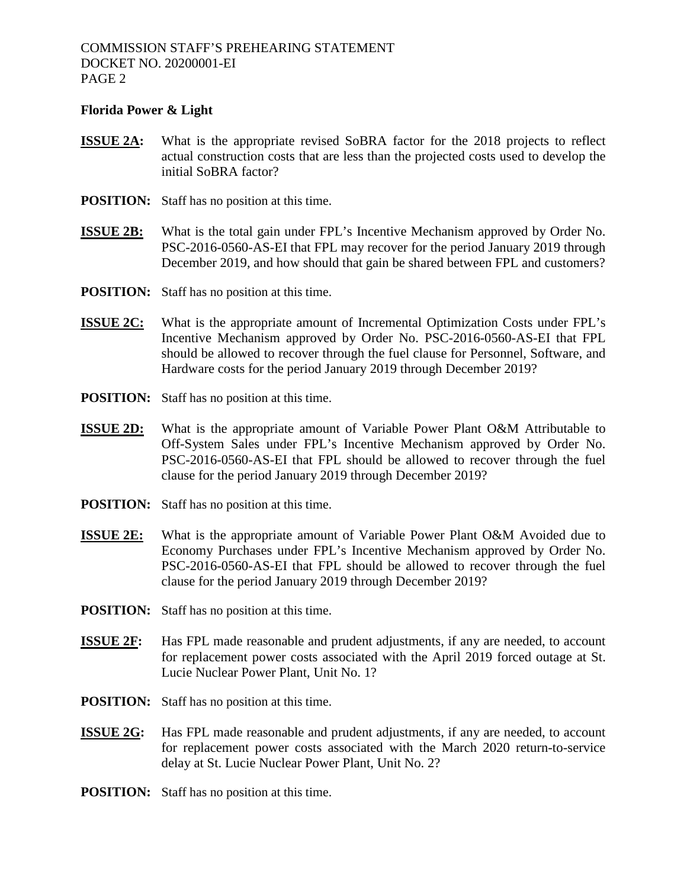**Florida Power & Light**

**ISSUE 2A:** What is the appropriate revised SoBRA factor for the 2018 projects to reflect actual construction costs that are less than the projected costs used to develop the initial SoBRA factor?

**POSITION:** Staff has no position at this time.

**ISSUE 2B:** What is the total gain under FPL's Incentive Mechanism approved by Order No. PSC-2016-0560-AS-EI that FPL may recover for the period January 2019 through December 2019, and how should that gain be shared between FPL and customers?

**POSITION:** Staff has no position at this time.

**ISSUE 2C:** What is the appropriate amount of Incremental Optimization Costs under FPL's Incentive Mechanism approved by Order No. PSC-2016-0560-AS-EI that FPL should be allowed to recover through the fuel clause for Personnel, Software, and Hardware costs for the period January 2019 through December 2019?

**POSITION:** Staff has no position at this time.

**ISSUE 2D:** What is the appropriate amount of Variable Power Plant O&M Attributable to Off-System Sales under FPL's Incentive Mechanism approved by Order No. PSC-2016-0560-AS-EI that FPL should be allowed to recover through the fuel clause for the period January 2019 through December 2019?

**POSITION:** Staff has no position at this time.

**ISSUE 2E:** What is the appropriate amount of Variable Power Plant O&M Avoided due to Economy Purchases under FPL's Incentive Mechanism approved by Order No. PSC-2016-0560-AS-EI that FPL should be allowed to recover through the fuel clause for the period January 2019 through December 2019?

**POSITION:** Staff has no position at this time.

**ISSUE 2F:** Has FPL made reasonable and prudent adjustments, if any are needed, to account for replacement power costs associated with the April 2019 forced outage at St. Lucie Nuclear Power Plant, Unit No. 1?

**POSITION:** Staff has no position at this time.

**ISSUE 2G:** Has FPL made reasonable and prudent adjustments, if any are needed, to account for replacement power costs associated with the March 2020 return-to-service delay at St. Lucie Nuclear Power Plant, Unit No. 2?

**POSITION:** Staff has no position at this time.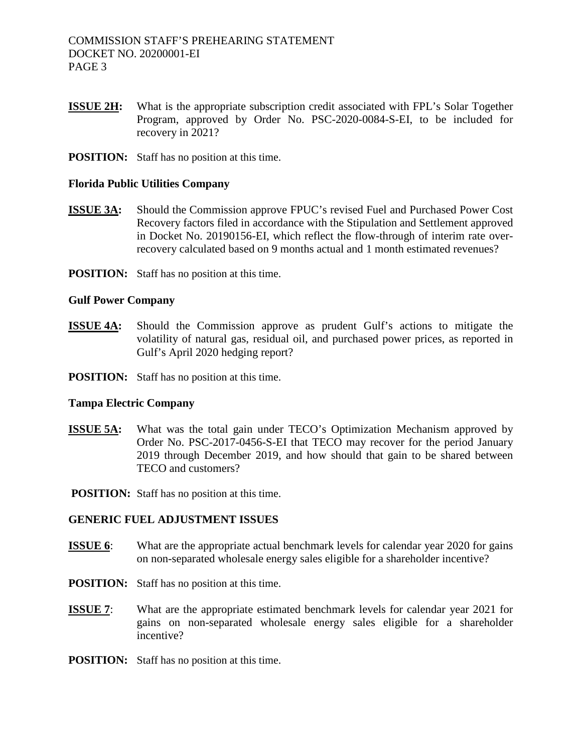**ISSUE 2H:** What is the appropriate subscription credit associated with FPL's Solar Together Program, approved by Order No. PSC-2020-0084-S-EI, to be included for recovery in 2021?

**POSITION:** Staff has no position at this time.

**Florida Public Utilities Company**

**ISSUE 3A:** Should the Commission approve FPUC's revised Fuel and Purchased Power Cost Recovery factors filed in accordance with the Stipulation and Settlement approved in Docket No. 20190156-EI, which reflect the flow-through of interim rate over-recovery calculated based on 9 months actual and 1 month estimated revenues?

**POSITION:** Staff has no position at this time.

**Gulf Power Company**

**ISSUE 4A:** Should the Commission approve as prudent Gulf's actions to mitigate the volatility of natural gas, residual oil, and purchased power prices, as reported in Gulf's April 2020 hedging report?

**POSITION:** Staff has no position at this time.

**Tampa Electric Company**

**ISSUE 5A:** What was the total gain under TECO's Optimization Mechanism approved by Order No. PSC-2017-0456-S-EI that TECO may recover for the period January 2019 through December 2019, and how should that gain to be shared between TECO and customers?

**POSITION:** Staff has no position at this time.

**GENERIC FUEL ADJUSTMENT ISSUES**

**ISSUE 6**: What are the appropriate actual benchmark levels for calendar year 2020 for gains on non-separated wholesale energy sales eligible for a shareholder incentive?

**POSITION:** Staff has no position at this time.

**ISSUE 7**: What are the appropriate estimated benchmark levels for calendar year 2021 for gains on non-separated wholesale energy sales eligible for a shareholder incentive?

**POSITION:** Staff has no position at this time.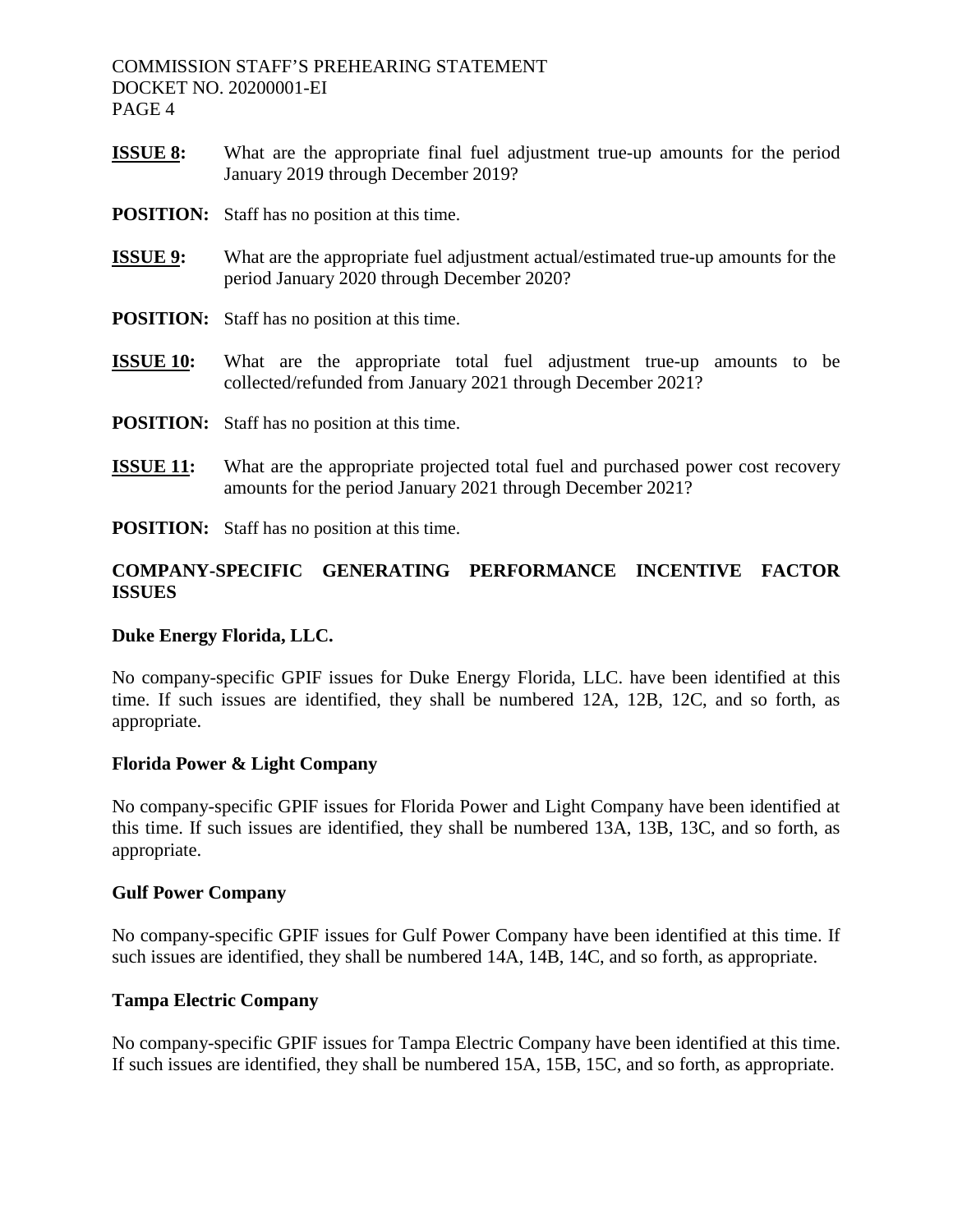**ISSUE 8:** What are the appropriate final fuel adjustment true-up amounts for the period January 2019 through December 2019?

**POSITION:** Staff has no position at this time.

**ISSUE 9:** What are the appropriate fuel adjustment actual/estimated true-up amounts for the period January 2020 through December 2020?

**POSITION:** Staff has no position at this time.

**ISSUE 10:** What are the appropriate total fuel adjustment true-up amounts to be collected/refunded from January 2021 through December 2021?

**POSITION:** Staff has no position at this time.

**ISSUE 11:** What are the appropriate projected total fuel and purchased power cost recovery amounts for the period January 2021 through December 2021?

**POSITION:** Staff has no position at this time.

## COMPANY-SPECIFIC GENERATING PERFORMANCE INCENTIVE FACTOR ISSUES

### Duke Energy Florida, LLC.

No company-specific GPIF issues for Duke Energy Florida, LLC. have been identified at this time. If such issues are identified, they shall be numbered 12A, 12B, 12C, and so forth, as appropriate.

### Florida Power & Light Company

No company-specific GPIF issues for Florida Power and Light Company have been identified at this time. If such issues are identified, they shall be numbered 13A, 13B, 13C, and so forth, as appropriate.

### Gulf Power Company

No company-specific GPIF issues for Gulf Power Company have been identified at this time. If such issues are identified, they shall be numbered 14A, 14B, 14C, and so forth, as appropriate.

### Tampa Electric Company

No company-specific GPIF issues for Tampa Electric Company have been identified at this time. If such issues are identified, they shall be numbered 15A, 15B, 15C, and so forth, as appropriate.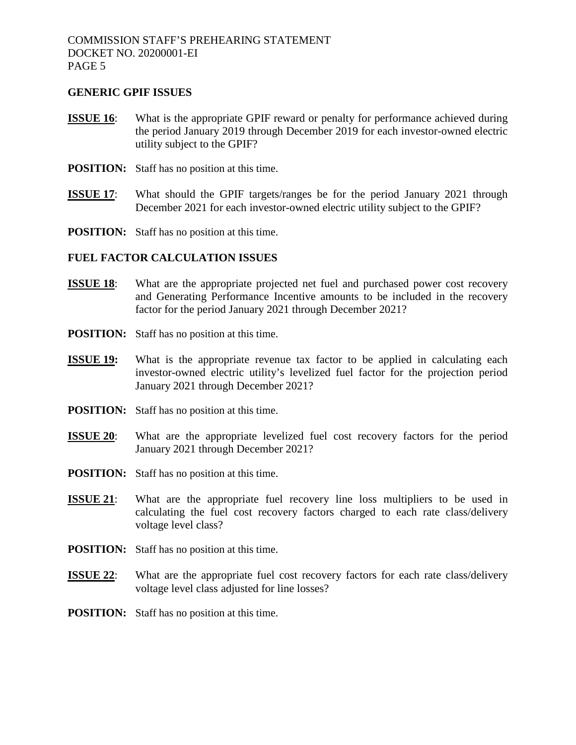## GENERIC GPIF ISSUES

**ISSUE 16**: What is the appropriate GPIF reward or penalty for performance achieved during the period January 2019 through December 2019 for each investor-owned electric utility subject to the GPIF?

**POSITION:** Staff has no position at this time.

**ISSUE 17**: What should the GPIF targets/ranges be for the period January 2021 through December 2021 for each investor-owned electric utility subject to the GPIF?

**POSITION:** Staff has no position at this time.

## FUEL FACTOR CALCULATION ISSUES

**ISSUE 18**: What are the appropriate projected net fuel and purchased power cost recovery and Generating Performance Incentive amounts to be included in the recovery factor for the period January 2021 through December 2021?

**POSITION:** Staff has no position at this time.

**ISSUE 19:** What is the appropriate revenue tax factor to be applied in calculating each investor-owned electric utility's levelized fuel factor for the projection period January 2021 through December 2021?

**POSITION:** Staff has no position at this time.

**ISSUE 20**: What are the appropriate levelized fuel cost recovery factors for the period January 2021 through December 2021?

**POSITION:** Staff has no position at this time.

**ISSUE 21**: What are the appropriate fuel recovery line loss multipliers to be used in calculating the fuel cost recovery factors charged to each rate class/delivery voltage level class?

**POSITION:** Staff has no position at this time.

**ISSUE 22**: What are the appropriate fuel cost recovery factors for each rate class/delivery voltage level class adjusted for line losses?

**POSITION:** Staff has no position at this time.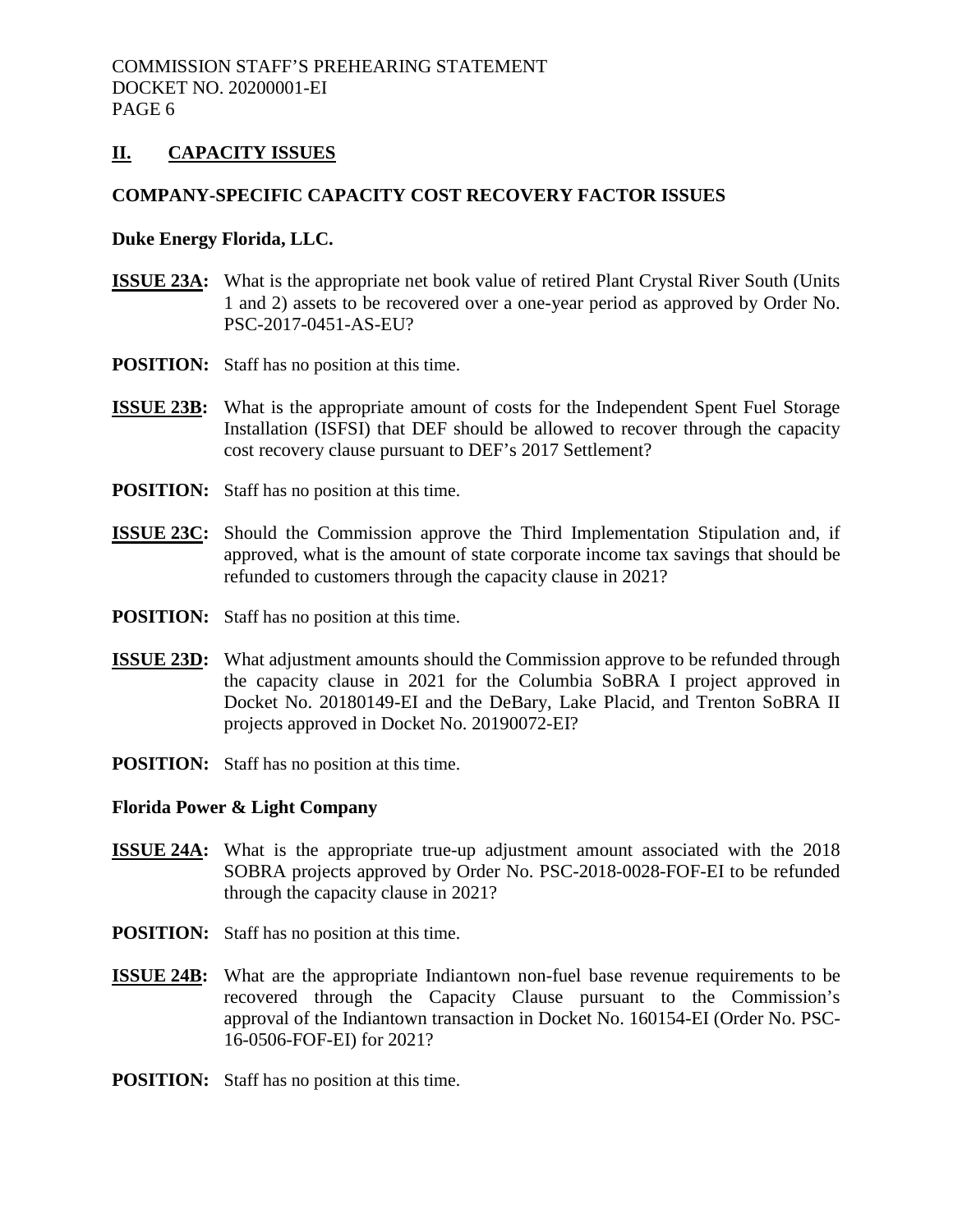## II. CAPACITY ISSUES

### COMPANY-SPECIFIC CAPACITY COST RECOVERY FACTOR ISSUES

**Duke Energy Florida, LLC.**

**ISSUE 23A:** What is the appropriate net book value of retired Plant Crystal River South (Units 1 and 2) assets to be recovered over a one-year period as approved by Order No. PSC-2017-0451-AS-EU?

**POSITION:** Staff has no position at this time.

**ISSUE 23B:** What is the appropriate amount of costs for the Independent Spent Fuel Storage Installation (ISFSI) that DEF should be allowed to recover through the capacity cost recovery clause pursuant to DEF's 2017 Settlement?

**POSITION:** Staff has no position at this time.

**ISSUE 23C:** Should the Commission approve the Third Implementation Stipulation and, if approved, what is the amount of state corporate income tax savings that should be refunded to customers through the capacity clause in 2021?

**POSITION:** Staff has no position at this time.

**ISSUE 23D:** What adjustment amounts should the Commission approve to be refunded through the capacity clause in 2021 for the Columbia SoBRA I project approved in Docket No. 20180149-EI and the DeBary, Lake Placid, and Trenton SoBRA II projects approved in Docket No. 20190072-EI?

**POSITION:** Staff has no position at this time.

**Florida Power & Light Company**

**ISSUE 24A:** What is the appropriate true-up adjustment amount associated with the 2018 SOBRA projects approved by Order No. PSC-2018-0028-FOF-EI to be refunded through the capacity clause in 2021?

**POSITION:** Staff has no position at this time.

**ISSUE 24B:** What are the appropriate Indiantown non-fuel base revenue requirements to be recovered through the Capacity Clause pursuant to the Commission's approval of the Indiantown transaction in Docket No. 160154-EI (Order No. PSC-16-0506-FOF-EI) for 2021?

**POSITION:** Staff has no position at this time.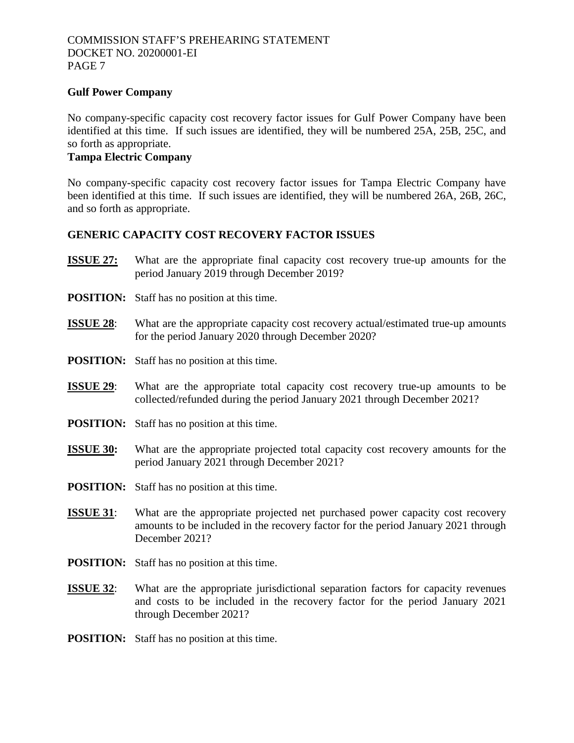**Gulf Power Company**

No company-specific capacity cost recovery factor issues for Gulf Power Company have been identified at this time. If such issues are identified, they will be numbered 25A, 25B, 25C, and so forth as appropriate.

**Tampa Electric Company**

No company-specific capacity cost recovery factor issues for Tampa Electric Company have been identified at this time. If such issues are identified, they will be numbered 26A, 26B, 26C, and so forth as appropriate.

**GENERIC CAPACITY COST RECOVERY FACTOR ISSUES**

**ISSUE 27:** What are the appropriate final capacity cost recovery true-up amounts for the period January 2019 through December 2019?

**POSITION:** Staff has no position at this time.

**ISSUE 28**: What are the appropriate capacity cost recovery actual/estimated true-up amounts for the period January 2020 through December 2020?

**POSITION:** Staff has no position at this time.

**ISSUE 29**: What are the appropriate total capacity cost recovery true-up amounts to be collected/refunded during the period January 2021 through December 2021?

**POSITION:** Staff has no position at this time.

**ISSUE 30:** What are the appropriate projected total capacity cost recovery amounts for the period January 2021 through December 2021?

**POSITION:** Staff has no position at this time.

**ISSUE 31**: What are the appropriate projected net purchased power capacity cost recovery amounts to be included in the recovery factor for the period January 2021 through December 2021?

**POSITION:** Staff has no position at this time.

**ISSUE 32**: What are the appropriate jurisdictional separation factors for capacity revenues and costs to be included in the recovery factor for the period January 2021 through December 2021?

**POSITION:** Staff has no position at this time.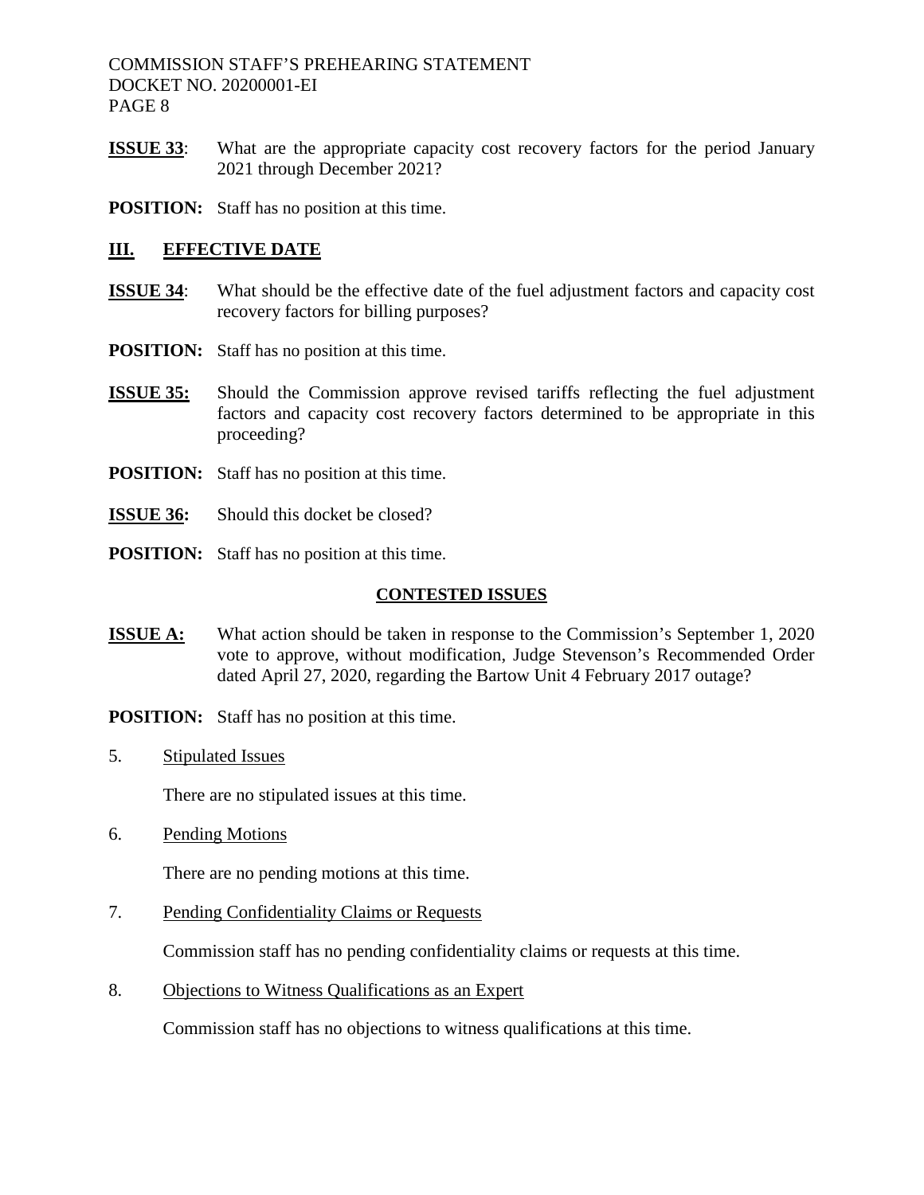**ISSUE 33**: What are the appropriate capacity cost recovery factors for the period January 2021 through December 2021?

**POSITION:** Staff has no position at this time.

## III. EFFECTIVE DATE

**ISSUE 34**: What should be the effective date of the fuel adjustment factors and capacity cost recovery factors for billing purposes?

**POSITION:** Staff has no position at this time.

**ISSUE 35:** Should the Commission approve revised tariffs reflecting the fuel adjustment factors and capacity cost recovery factors determined to be appropriate in this proceeding?

**POSITION:** Staff has no position at this time.

**ISSUE 36:** Should this docket be closed?

**POSITION:** Staff has no position at this time.

## CONTESTED ISSUES

**ISSUE A:** What action should be taken in response to the Commission's September 1, 2020 vote to approve, without modification, Judge Stevenson's Recommended Order dated April 27, 2020, regarding the Bartow Unit 4 February 2017 outage?

**POSITION:** Staff has no position at this time.

5. Stipulated Issues

   There are no stipulated issues at this time.

6. Pending Motions

   There are no pending motions at this time.

7. Pending Confidentiality Claims or Requests

   Commission staff has no pending confidentiality claims or requests at this time.

8. Objections to Witness Qualifications as an Expert

   Commission staff has no objections to witness qualifications at this time.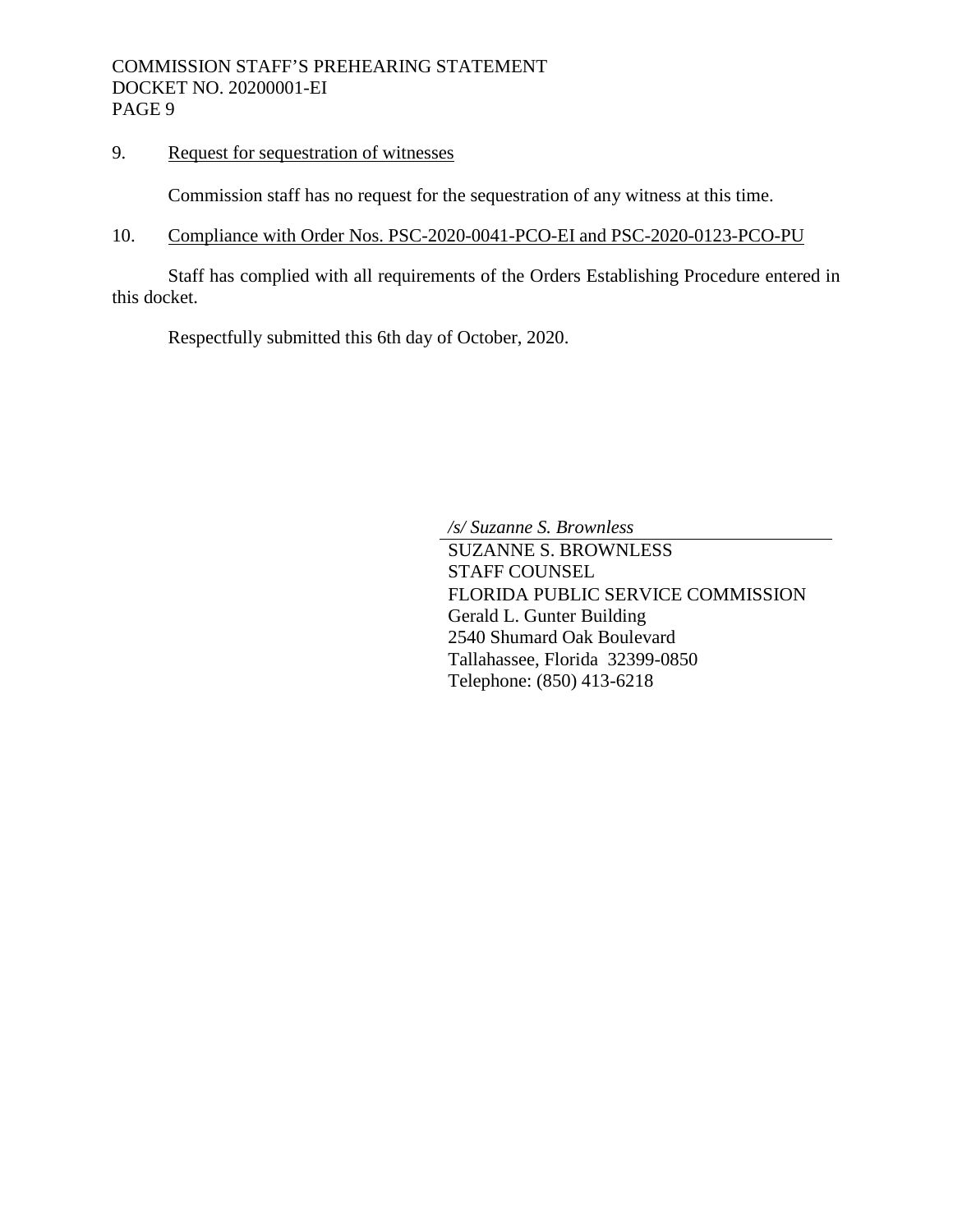9. <u>Request for sequestration of witnesses</u>

Commission staff has no request for the sequestration of any witness at this time.

10. <u>Compliance with Order Nos. PSC-2020-0041-PCO-EI and PSC-2020-0123-PCO-PU</u>

Staff has complied with all requirements of the Orders Establishing Procedure entered in this docket.

Respectfully submitted this 6th day of October, 2020.

*/s/ Suzanne S. Brownless*

SUZANNE S. BROWNLESS
STAFF COUNSEL
FLORIDA PUBLIC SERVICE COMMISSION
Gerald L. Gunter Building
2540 Shumard Oak Boulevard
Tallahassee, Florida 32399-0850
Telephone: (850) 413-6218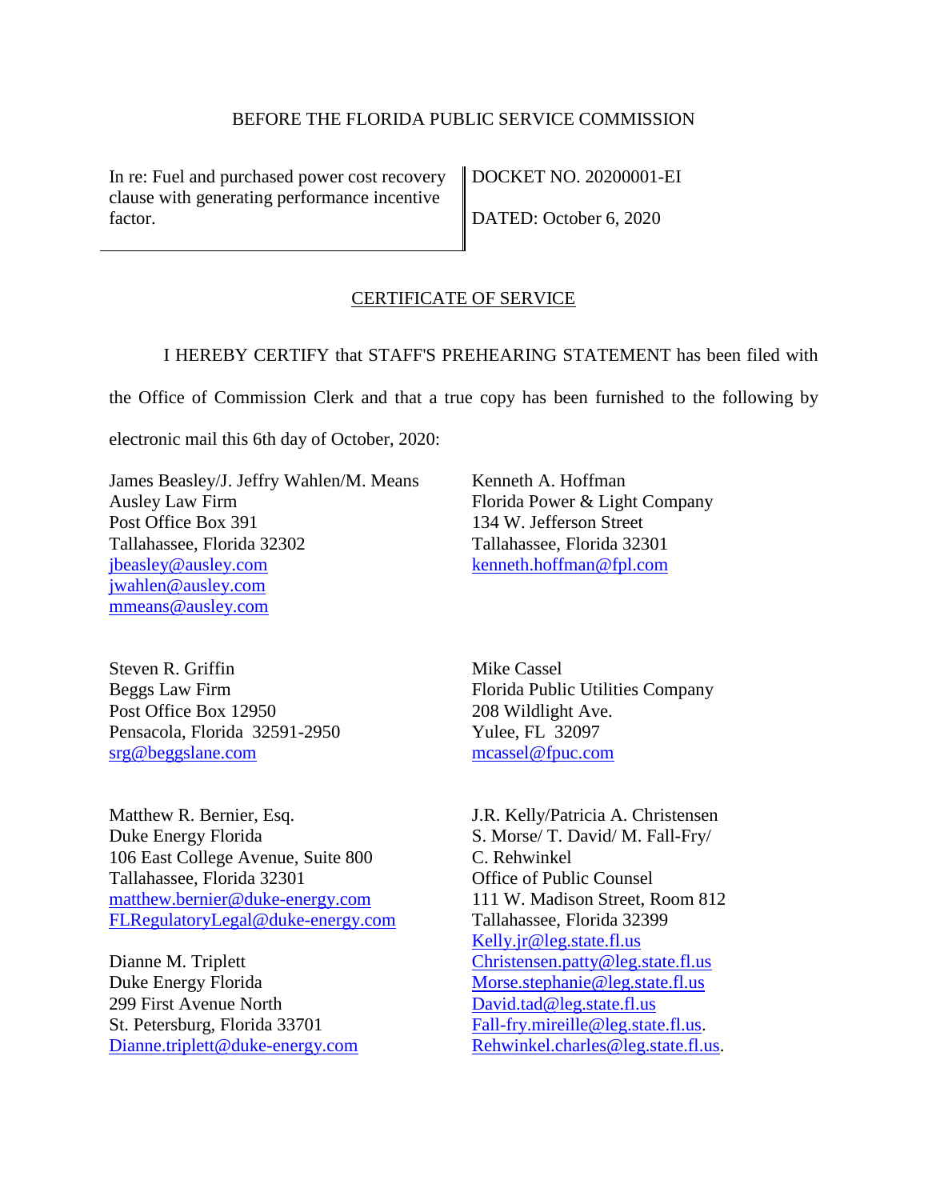BEFORE THE FLORIDA PUBLIC SERVICE COMMISSION

| In re: Fuel and purchased power cost recovery clause with generating performance incentive factor. | DOCKET NO. 20200001-EI<br>DATED: October 6, 2020 |
|---|---|

## CERTIFICATE OF SERVICE

I HEREBY CERTIFY that STAFF'S PREHEARING STATEMENT has been filed with the Office of Commission Clerk and that a true copy has been furnished to the following by electronic mail this 6th day of October, 2020:

James Beasley/J. Jeffry Wahlen/M. Means
Ausley Law Firm
Post Office Box 391
Tallahassee, Florida 32302
jbeasley@ausley.com
jwahlen@ausley.com
mmeans@ausley.com

Kenneth A. Hoffman
Florida Power & Light Company
134 W. Jefferson Street
Tallahassee, Florida 32301
kenneth.hoffman@fpl.com

Steven R. Griffin
Beggs Law Firm
Post Office Box 12950
Pensacola, Florida 32591-2950
srg@beggslane.com

Mike Cassel
Florida Public Utilities Company
208 Wildlight Ave.
Yulee, FL 32097
mcassel@fpuc.com

Matthew R. Bernier, Esq.
Duke Energy Florida
106 East College Avenue, Suite 800
Tallahassee, Florida 32301
matthew.bernier@duke-energy.com
FLRegulatoryLegal@duke-energy.com

Dianne M. Triplett
Duke Energy Florida
299 First Avenue North
St. Petersburg, Florida 33701
Dianne.triplett@duke-energy.com

J.R. Kelly/Patricia A. Christensen
S. Morse/ T. David/ M. Fall-Fry/
C. Rehwinkel
Office of Public Counsel
111 W. Madison Street, Room 812
Tallahassee, Florida 32399
Kelly.jr@leg.state.fl.us
Christensen.patty@leg.state.fl.us
Morse.stephanie@leg.state.fl.us
David.tad@leg.state.fl.us
Fall-fry.mireille@leg.state.fl.us.
Rehwinkel.charles@leg.state.fl.us.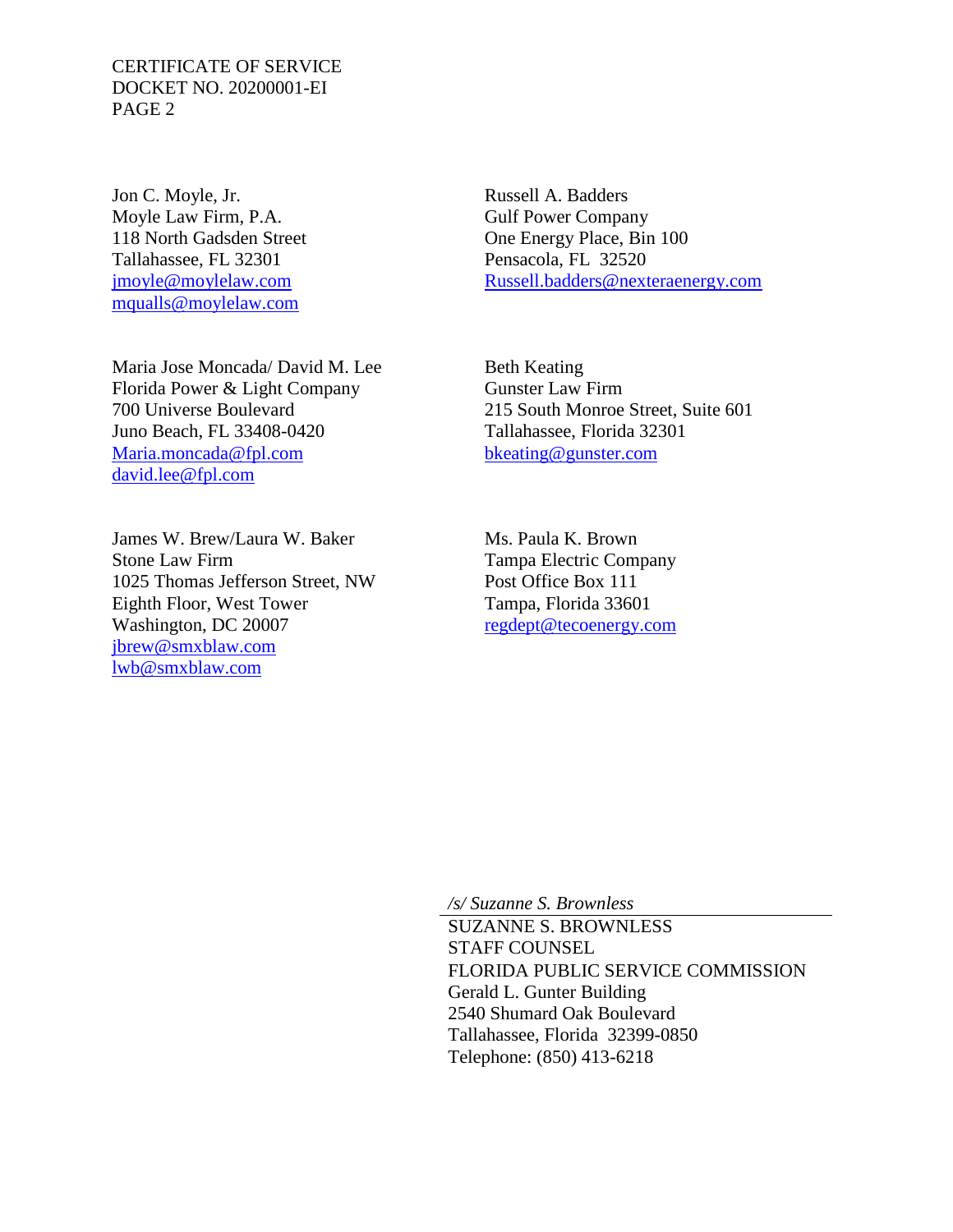CERTIFICATE OF SERVICE
DOCKET NO. 20200001-EI
PAGE 2

Jon C. Moyle, Jr.
Moyle Law Firm, P.A.
118 North Gadsden Street
Tallahassee, FL 32301
jmoyle@moylelaw.com
mqualls@moylelaw.com

Russell A. Badders
Gulf Power Company
One Energy Place, Bin 100
Pensacola, FL 32520
Russell.badders@nexteraenergy.com

Maria Jose Moncada/ David M. Lee
Florida Power & Light Company
700 Universe Boulevard
Juno Beach, FL 33408-0420
Maria.moncada@fpl.com
david.lee@fpl.com

Beth Keating
Gunster Law Firm
215 South Monroe Street, Suite 601
Tallahassee, Florida 32301
bkeating@gunster.com

James W. Brew/Laura W. Baker
Stone Law Firm
1025 Thomas Jefferson Street, NW
Eighth Floor, West Tower
Washington, DC 20007
jbrew@smxblaw.com
lwb@smxblaw.com

Ms. Paula K. Brown
Tampa Electric Company
Post Office Box 111
Tampa, Florida 33601
regdept@tecoenergy.com

*/s/ Suzanne S. Brownless*
SUZANNE S. BROWNLESS
STAFF COUNSEL
FLORIDA PUBLIC SERVICE COMMISSION
Gerald L. Gunter Building
2540 Shumard Oak Boulevard
Tallahassee, Florida 32399-0850
Telephone: (850) 413-6218